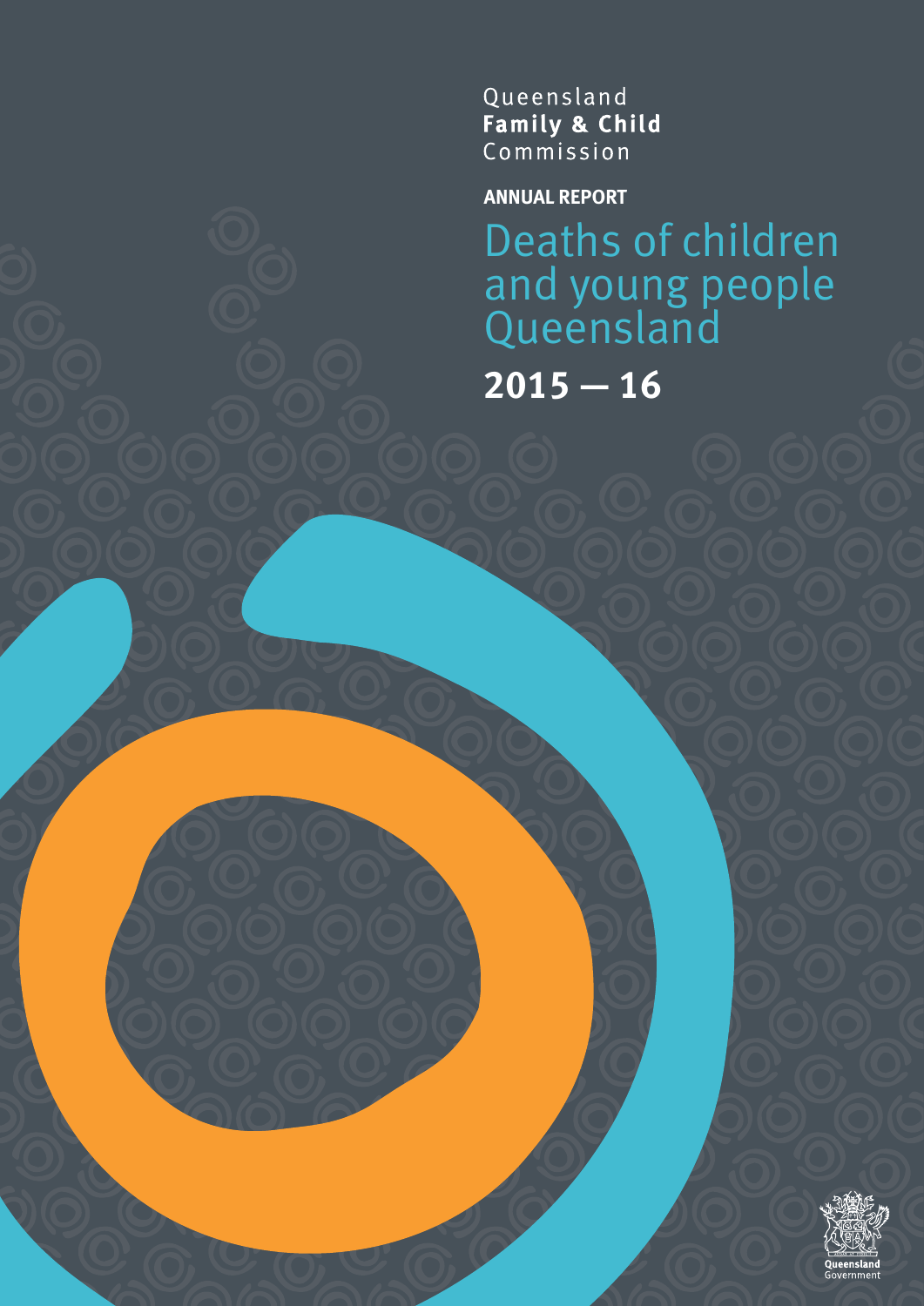Queensland
**Family & Child**
Commission

**ANNUAL REPORT**

# Deaths of children and young people Queensland

## 2015 — 16

Queensland
Government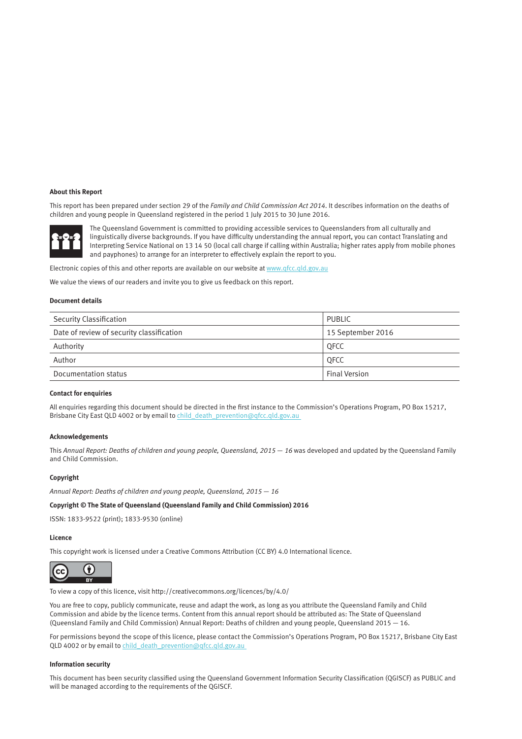**About this Report**

This report has been prepared under section 29 of the *Family and Child Commission Act 2014*. It describes information on the deaths of children and young people in Queensland registered in the period 1 July 2015 to 30 June 2016.

The Queensland Government is committed to providing accessible services to Queenslanders from all culturally and linguistically diverse backgrounds. If you have difficulty understanding the annual report, you can contact Translating and Interpreting Service National on 13 14 50 (local call charge if calling within Australia; higher rates apply from mobile phones and payphones) to arrange for an interpreter to effectively explain the report to you.

Electronic copies of this and other reports are available on our website at www.qfcc.qld.gov.au

We value the views of our readers and invite you to give us feedback on this report.

**Document details**

| Security Classification | PUBLIC |
|---|---|
| Date of review of security classification | 15 September 2016 |
| Authority | QFCC |
| Author | QFCC |
| Documentation status | Final Version |

**Contact for enquiries**

All enquiries regarding this document should be directed in the first instance to the Commission's Operations Program, PO Box 15217, Brisbane City East QLD 4002 or by email to child_death_prevention@qfcc.qld.gov.au

**Acknowledgements**

This *Annual Report: Deaths of children and young people, Queensland, 2015 — 16* was developed and updated by the Queensland Family and Child Commission.

**Copyright**

*Annual Report: Deaths of children and young people, Queensland, 2015 — 16*

**Copyright © The State of Queensland (Queensland Family and Child Commission) 2016**

ISSN: 1833-9522 (print); 1833-9530 (online)

**Licence**

This copyright work is licensed under a Creative Commons Attribution (CC BY) 4.0 International licence.

To view a copy of this licence, visit http://creativecommons.org/licences/by/4.0/

You are free to copy, publicly communicate, reuse and adapt the work, as long as you attribute the Queensland Family and Child Commission and abide by the licence terms. Content from this annual report should be attributed as: The State of Queensland (Queensland Family and Child Commission) Annual Report: Deaths of children and young people, Queensland 2015 — 16.

For permissions beyond the scope of this licence, please contact the Commission's Operations Program, PO Box 15217, Brisbane City East QLD 4002 or by email to child_death_prevention@qfcc.qld.gov.au

**Information security**

This document has been security classified using the Queensland Government Information Security Classification (QGISCF) as PUBLIC and will be managed according to the requirements of the QGISCF.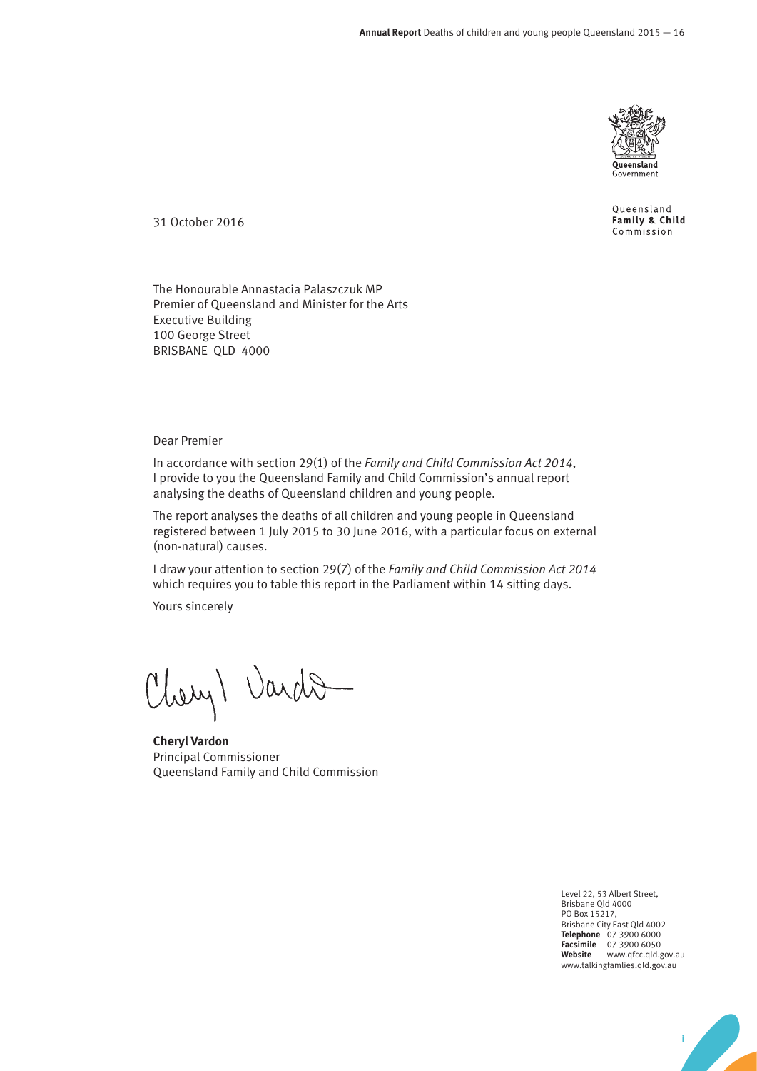Queensland Government

Queensland **Family & Child** Commission

31 October 2016

The Honourable Annastacia Palaszczuk MP
Premier of Queensland and Minister for the Arts
Executive Building
100 George Street
BRISBANE QLD 4000

Dear Premier

In accordance with section 29(1) of the *Family and Child Commission Act 2014*, I provide to you the Queensland Family and Child Commission's annual report analysing the deaths of Queensland children and young people.

The report analyses the deaths of all children and young people in Queensland registered between 1 July 2015 to 30 June 2016, with a particular focus on external (non-natural) causes.

I draw your attention to section 29(7) of the *Family and Child Commission Act 2014* which requires you to table this report in the Parliament within 14 sitting days.

Yours sincerely

**Cheryl Vardon**
Principal Commissioner
Queensland Family and Child Commission

Level 22, 53 Albert Street,
Brisbane Qld 4000
PO Box 15217,
Brisbane City East Qld 4002
**Telephone** 07 3900 6000
**Facsimile** 07 3900 6050
**Website** www.qfcc.qld.gov.au
www.talkingfamlies.qld.gov.au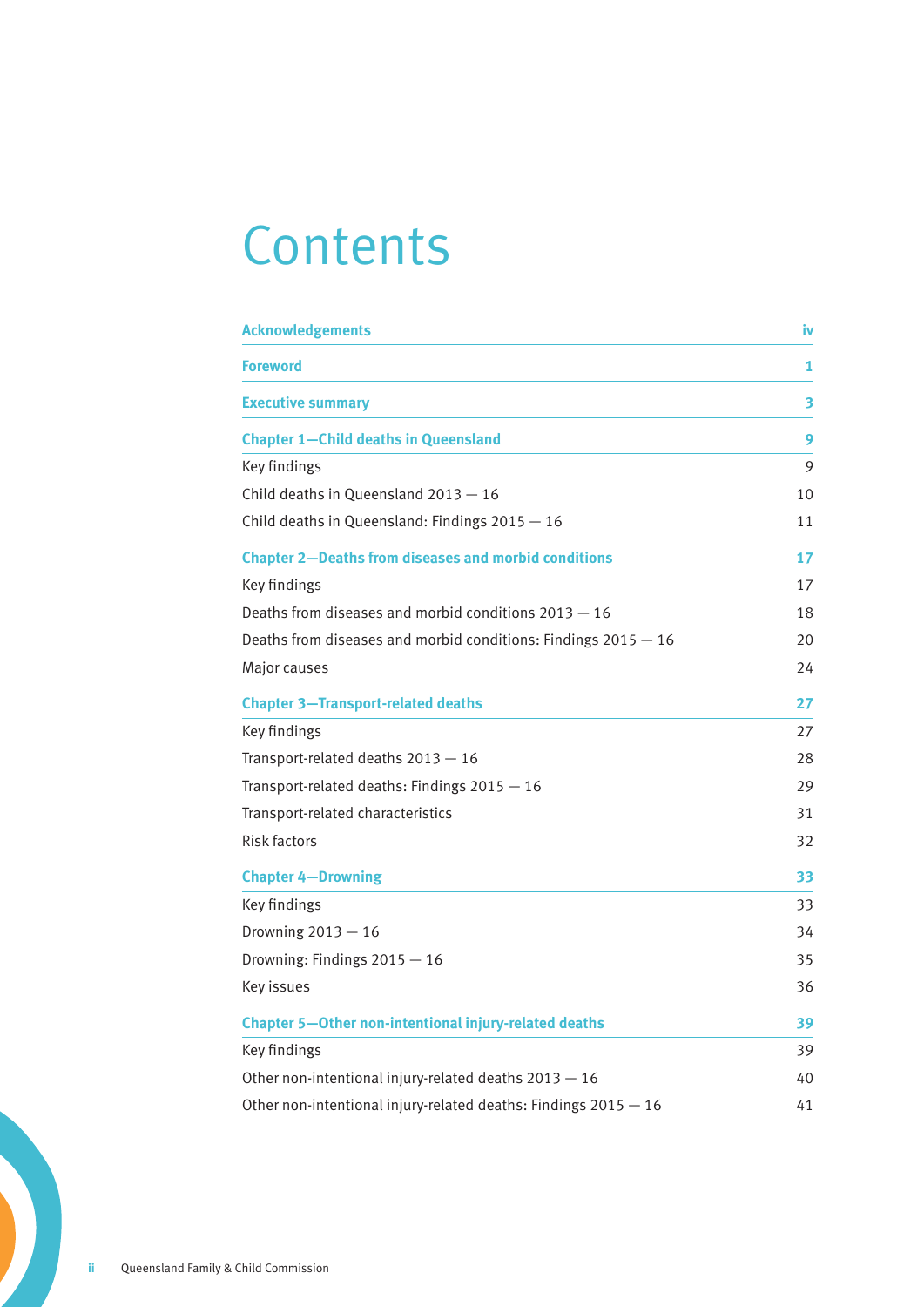# Contents

| | |
|---|---|
| **Acknowledgements** | **iv** |
| **Foreword** | **1** |
| **Executive summary** | **3** |
| **Chapter 1—Child deaths in Queensland** | **9** |
| Key findings | 9 |
| Child deaths in Queensland 2013 — 16 | 10 |
| Child deaths in Queensland: Findings 2015 — 16 | 11 |
| **Chapter 2—Deaths from diseases and morbid conditions** | **17** |
| Key findings | 17 |
| Deaths from diseases and morbid conditions 2013 — 16 | 18 |
| Deaths from diseases and morbid conditions: Findings 2015 — 16 | 20 |
| Major causes | 24 |
| **Chapter 3—Transport-related deaths** | **27** |
| Key findings | 27 |
| Transport-related deaths 2013 — 16 | 28 |
| Transport-related deaths: Findings 2015 — 16 | 29 |
| Transport-related characteristics | 31 |
| Risk factors | 32 |
| **Chapter 4—Drowning** | **33** |
| Key findings | 33 |
| Drowning 2013 — 16 | 34 |
| Drowning: Findings 2015 — 16 | 35 |
| Key issues | 36 |
| **Chapter 5—Other non-intentional injury-related deaths** | **39** |
| Key findings | 39 |
| Other non-intentional injury-related deaths 2013 — 16 | 40 |
| Other non-intentional injury-related deaths: Findings 2015 — 16 | 41 |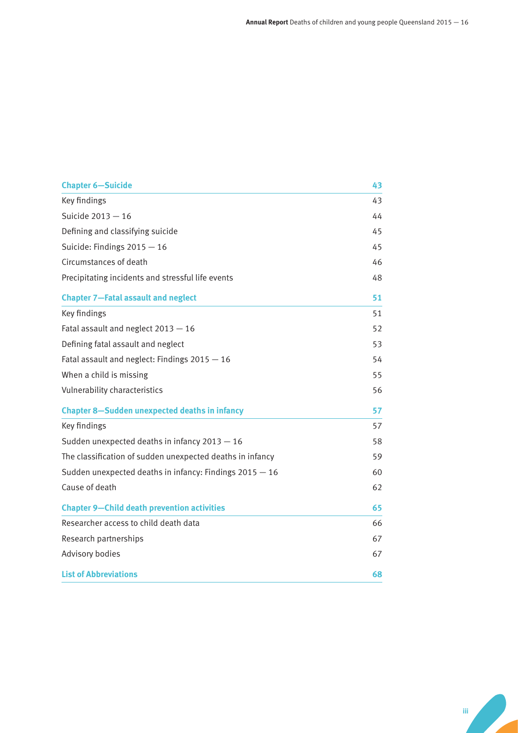| **Chapter 6—Suicide** | **43** |
|---|---|
| Key findings | 43 |
| Suicide 2013 — 16 | 44 |
| Defining and classifying suicide | 45 |
| Suicide: Findings 2015 — 16 | 45 |
| Circumstances of death | 46 |
| Precipitating incidents and stressful life events | 48 |
| **Chapter 7—Fatal assault and neglect** | **51** |
| Key findings | 51 |
| Fatal assault and neglect 2013 — 16 | 52 |
| Defining fatal assault and neglect | 53 |
| Fatal assault and neglect: Findings 2015 — 16 | 54 |
| When a child is missing | 55 |
| Vulnerability characteristics | 56 |
| **Chapter 8—Sudden unexpected deaths in infancy** | **57** |
| Key findings | 57 |
| Sudden unexpected deaths in infancy 2013 — 16 | 58 |
| The classification of sudden unexpected deaths in infancy | 59 |
| Sudden unexpected deaths in infancy: Findings 2015 — 16 | 60 |
| Cause of death | 62 |
| **Chapter 9—Child death prevention activities** | **65** |
| Researcher access to child death data | 66 |
| Research partnerships | 67 |
| Advisory bodies | 67 |
| **List of Abbreviations** | **68** |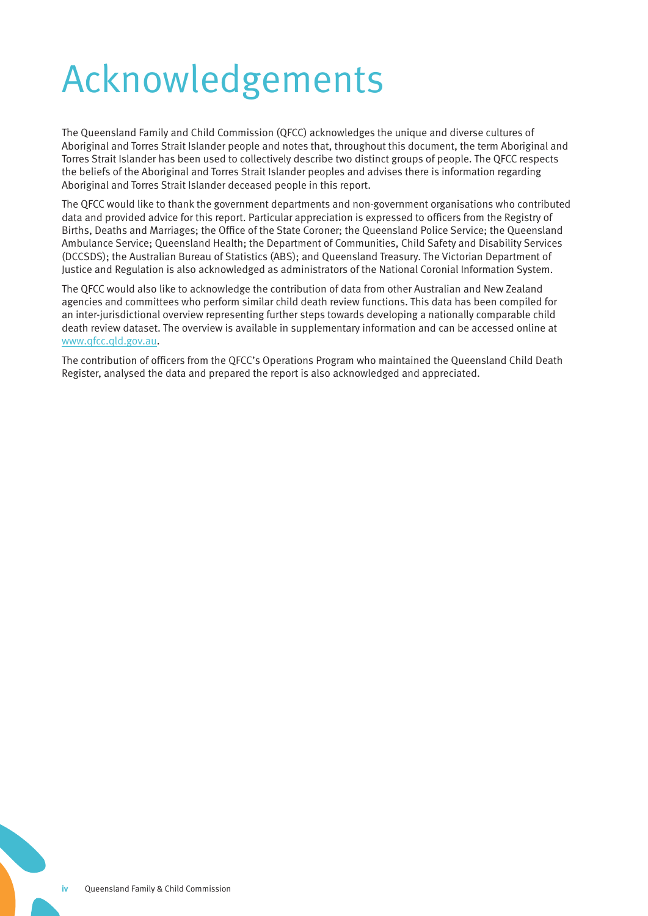# Acknowledgements

The Queensland Family and Child Commission (QFCC) acknowledges the unique and diverse cultures of Aboriginal and Torres Strait Islander people and notes that, throughout this document, the term Aboriginal and Torres Strait Islander has been used to collectively describe two distinct groups of people. The QFCC respects the beliefs of the Aboriginal and Torres Strait Islander peoples and advises there is information regarding Aboriginal and Torres Strait Islander deceased people in this report.

The QFCC would like to thank the government departments and non-government organisations who contributed data and provided advice for this report. Particular appreciation is expressed to officers from the Registry of Births, Deaths and Marriages; the Office of the State Coroner; the Queensland Police Service; the Queensland Ambulance Service; Queensland Health; the Department of Communities, Child Safety and Disability Services (DCCSDS); the Australian Bureau of Statistics (ABS); and Queensland Treasury. The Victorian Department of Justice and Regulation is also acknowledged as administrators of the National Coronial Information System.

The QFCC would also like to acknowledge the contribution of data from other Australian and New Zealand agencies and committees who perform similar child death review functions. This data has been compiled for an inter-jurisdictional overview representing further steps towards developing a nationally comparable child death review dataset. The overview is available in supplementary information and can be accessed online at www.qfcc.qld.gov.au.

The contribution of officers from the QFCC's Operations Program who maintained the Queensland Child Death Register, analysed the data and prepared the report is also acknowledged and appreciated.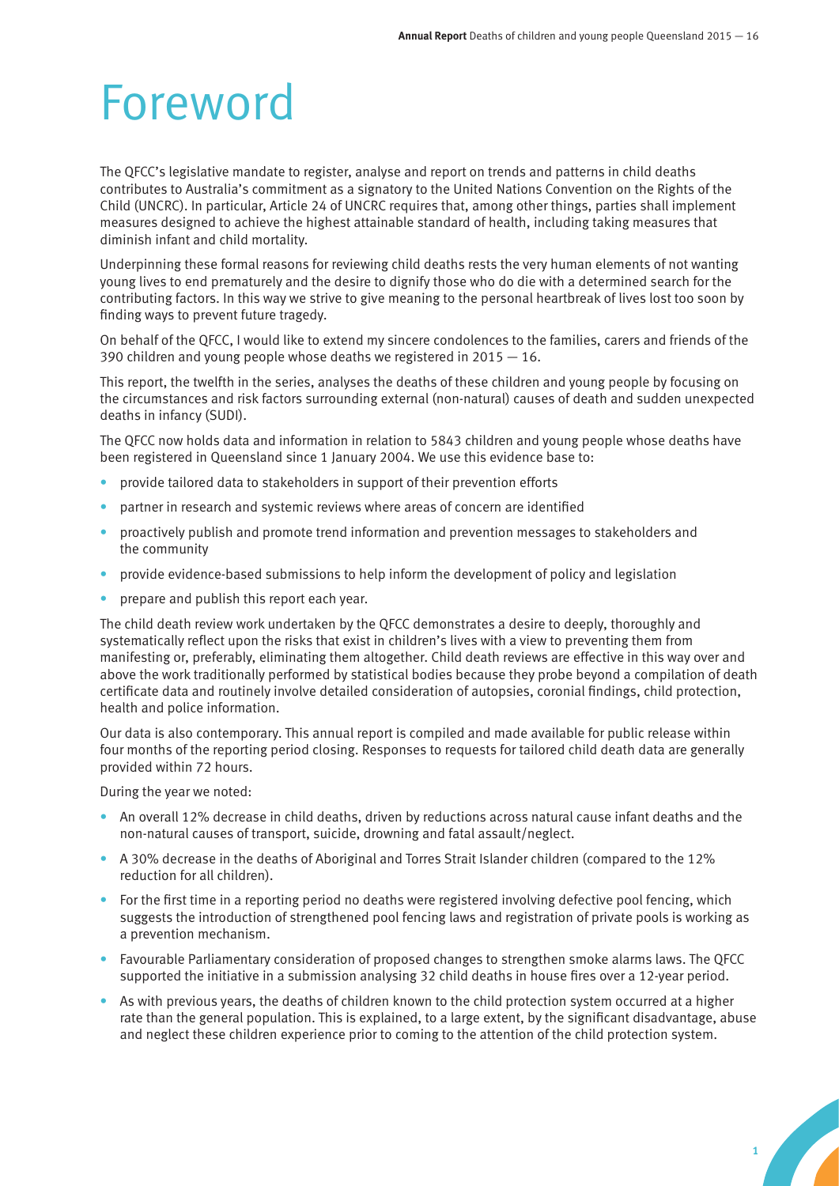# Foreword

The QFCC's legislative mandate to register, analyse and report on trends and patterns in child deaths contributes to Australia's commitment as a signatory to the United Nations Convention on the Rights of the Child (UNCRC). In particular, Article 24 of UNCRC requires that, among other things, parties shall implement measures designed to achieve the highest attainable standard of health, including taking measures that diminish infant and child mortality.

Underpinning these formal reasons for reviewing child deaths rests the very human elements of not wanting young lives to end prematurely and the desire to dignify those who do die with a determined search for the contributing factors. In this way we strive to give meaning to the personal heartbreak of lives lost too soon by finding ways to prevent future tragedy.

On behalf of the QFCC, I would like to extend my sincere condolences to the families, carers and friends of the 390 children and young people whose deaths we registered in 2015 — 16.

This report, the twelfth in the series, analyses the deaths of these children and young people by focusing on the circumstances and risk factors surrounding external (non-natural) causes of death and sudden unexpected deaths in infancy (SUDI).

The QFCC now holds data and information in relation to 5843 children and young people whose deaths have been registered in Queensland since 1 January 2004. We use this evidence base to:

- provide tailored data to stakeholders in support of their prevention efforts
- partner in research and systemic reviews where areas of concern are identified
- proactively publish and promote trend information and prevention messages to stakeholders and the community
- provide evidence-based submissions to help inform the development of policy and legislation
- prepare and publish this report each year.

The child death review work undertaken by the QFCC demonstrates a desire to deeply, thoroughly and systematically reflect upon the risks that exist in children's lives with a view to preventing them from manifesting or, preferably, eliminating them altogether. Child death reviews are effective in this way over and above the work traditionally performed by statistical bodies because they probe beyond a compilation of death certificate data and routinely involve detailed consideration of autopsies, coronial findings, child protection, health and police information.

Our data is also contemporary. This annual report is compiled and made available for public release within four months of the reporting period closing. Responses to requests for tailored child death data are generally provided within 72 hours.

During the year we noted:

- An overall 12% decrease in child deaths, driven by reductions across natural cause infant deaths and the non-natural causes of transport, suicide, drowning and fatal assault/neglect.
- A 30% decrease in the deaths of Aboriginal and Torres Strait Islander children (compared to the 12% reduction for all children).
- For the first time in a reporting period no deaths were registered involving defective pool fencing, which suggests the introduction of strengthened pool fencing laws and registration of private pools is working as a prevention mechanism.
- Favourable Parliamentary consideration of proposed changes to strengthen smoke alarms laws. The QFCC supported the initiative in a submission analysing 32 child deaths in house fires over a 12-year period.
- As with previous years, the deaths of children known to the child protection system occurred at a higher rate than the general population. This is explained, to a large extent, by the significant disadvantage, abuse and neglect these children experience prior to coming to the attention of the child protection system.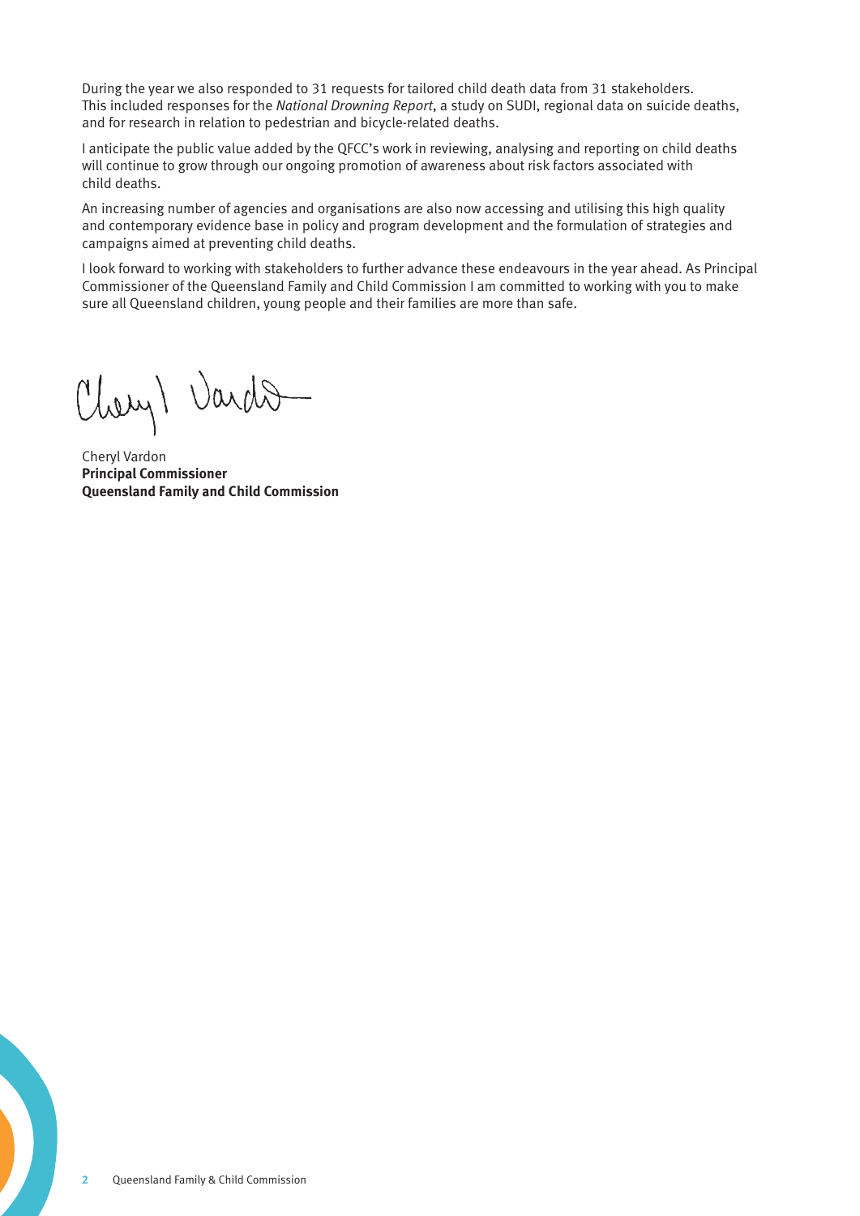During the year we also responded to 31 requests for tailored child death data from 31 stakeholders. This included responses for the *National Drowning Report*, a study on SUDI, regional data on suicide deaths, and for research in relation to pedestrian and bicycle-related deaths.

I anticipate the public value added by the QFCC's work in reviewing, analysing and reporting on child deaths will continue to grow through our ongoing promotion of awareness about risk factors associated with child deaths.

An increasing number of agencies and organisations are also now accessing and utilising this high quality and contemporary evidence base in policy and program development and the formulation of strategies and campaigns aimed at preventing child deaths.

I look forward to working with stakeholders to further advance these endeavours in the year ahead. As Principal Commissioner of the Queensland Family and Child Commission I am committed to working with you to make sure all Queensland children, young people and their families are more than safe.

Cheryl Vardon
**Principal Commissioner**
**Queensland Family and Child Commission**